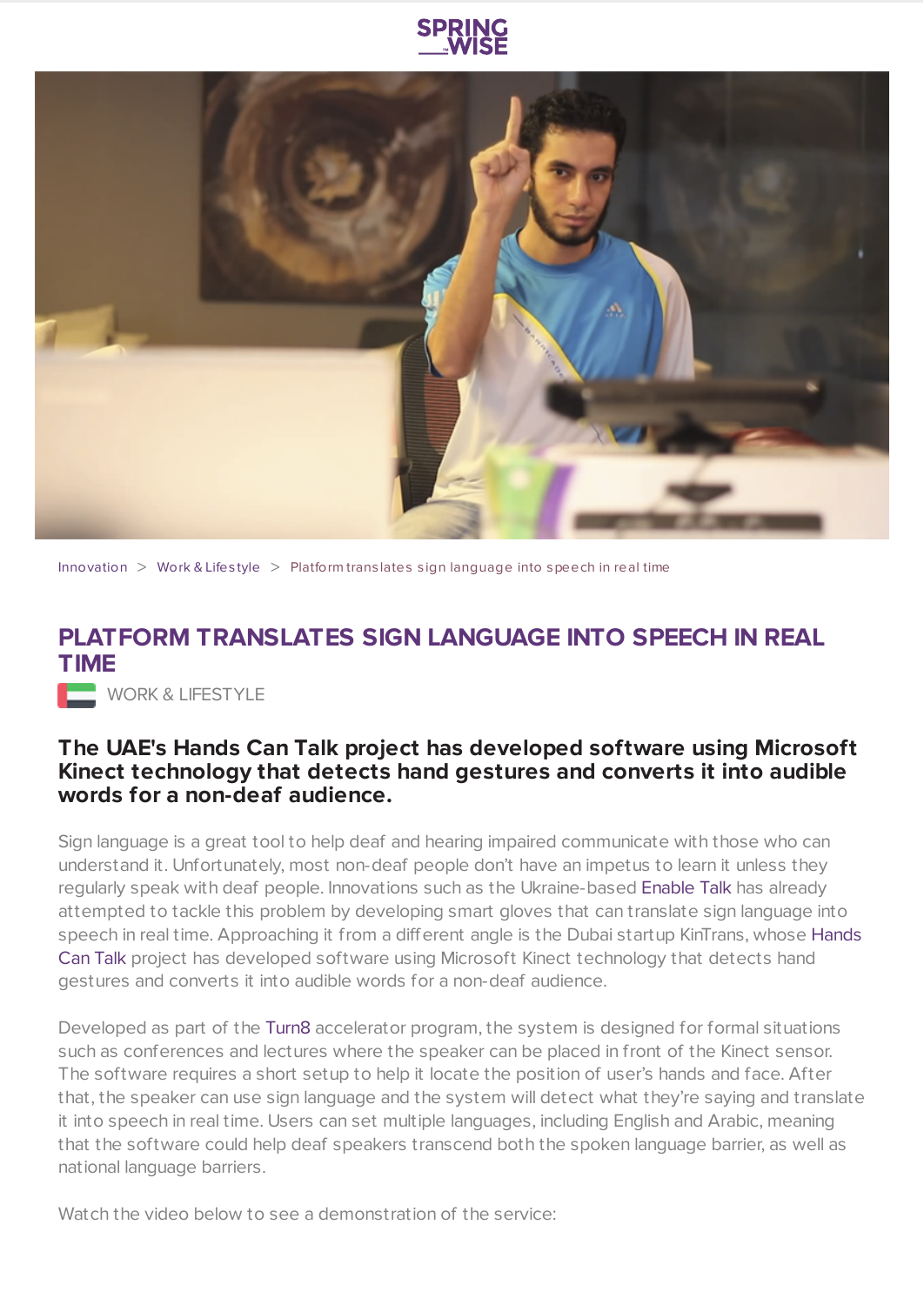Innovation > Work & Lifestyle > Platform translates sign language into speech in real time

# PLATFORM TRANSLATES SIGN LANGUAGE INTO SPEECH IN REAL TIME

WORK & LIFESTYLE

### The UAE's Hands Can Talk project has developed software using Microsoft Kinect technology that detects hand gestures and converts it into audible words for a non-deaf audience.

Sign language is a great tool to help deaf and hearing impaired communicate with those who can understand it. Unfortunately, most non-deaf people don't have an impetus to learn it unless they regularly speak with deaf people. Innovations such as the Ukraine-based Enable Talk has already attempted to tackle this problem by developing smart gloves that can translate sign language into speech in real time. Approaching it from a different angle is the Dubai startup KinTrans, whose Hands Can Talk project has developed software using Microsoft Kinect technology that detects hand gestures and converts it into audible words for a non-deaf audience.

Developed as part of the Turn8 accelerator program, the system is designed for formal situations such as conferences and lectures where the speaker can be placed in front of the Kinect sensor. The software requires a short setup to help it locate the position of user's hands and face. After that, the speaker can use sign language and the system will detect what they're saying and translate it into speech in real time. Users can set multiple languages, including English and Arabic, meaning that the software could help deaf speakers transcend both the spoken language barrier, as well as national language barriers.

Watch the video below to see a demonstration of the service: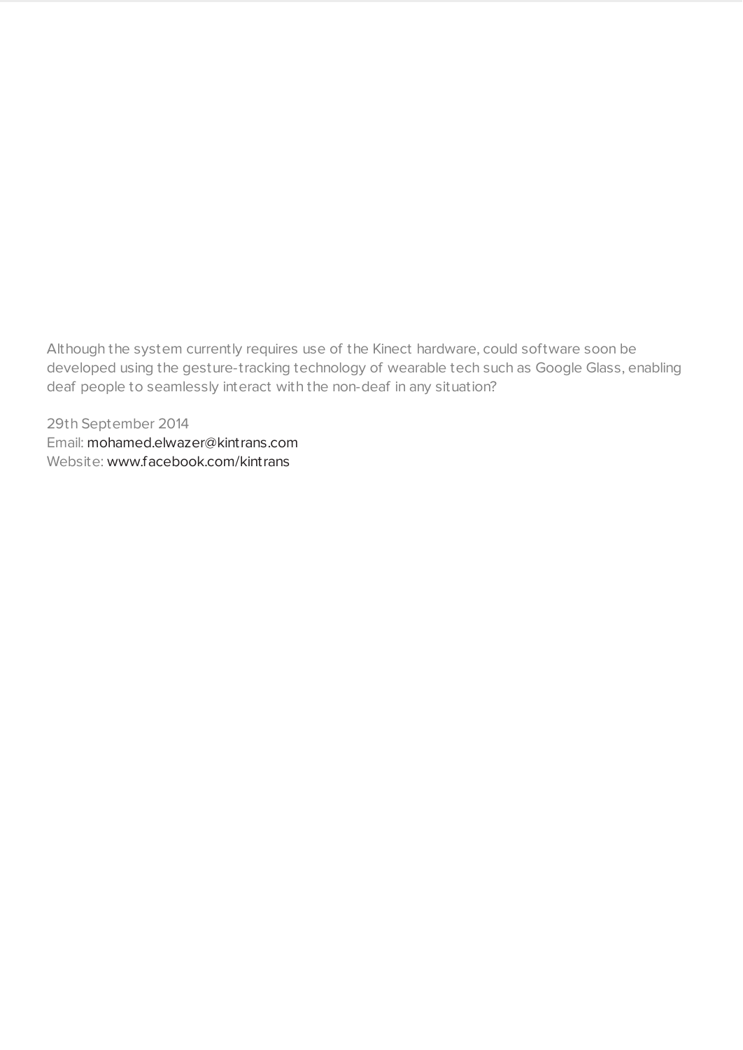Although the system currently requires use of the Kinect hardware, could software soon be developed using the gesture-tracking technology of wearable tech such as Google Glass, enabling deaf people to seamlessly interact with the non-deaf in any situation?

29th September 2014
Email: mohamed.elwazer@kintrans.com
Website: www.facebook.com/kintrans